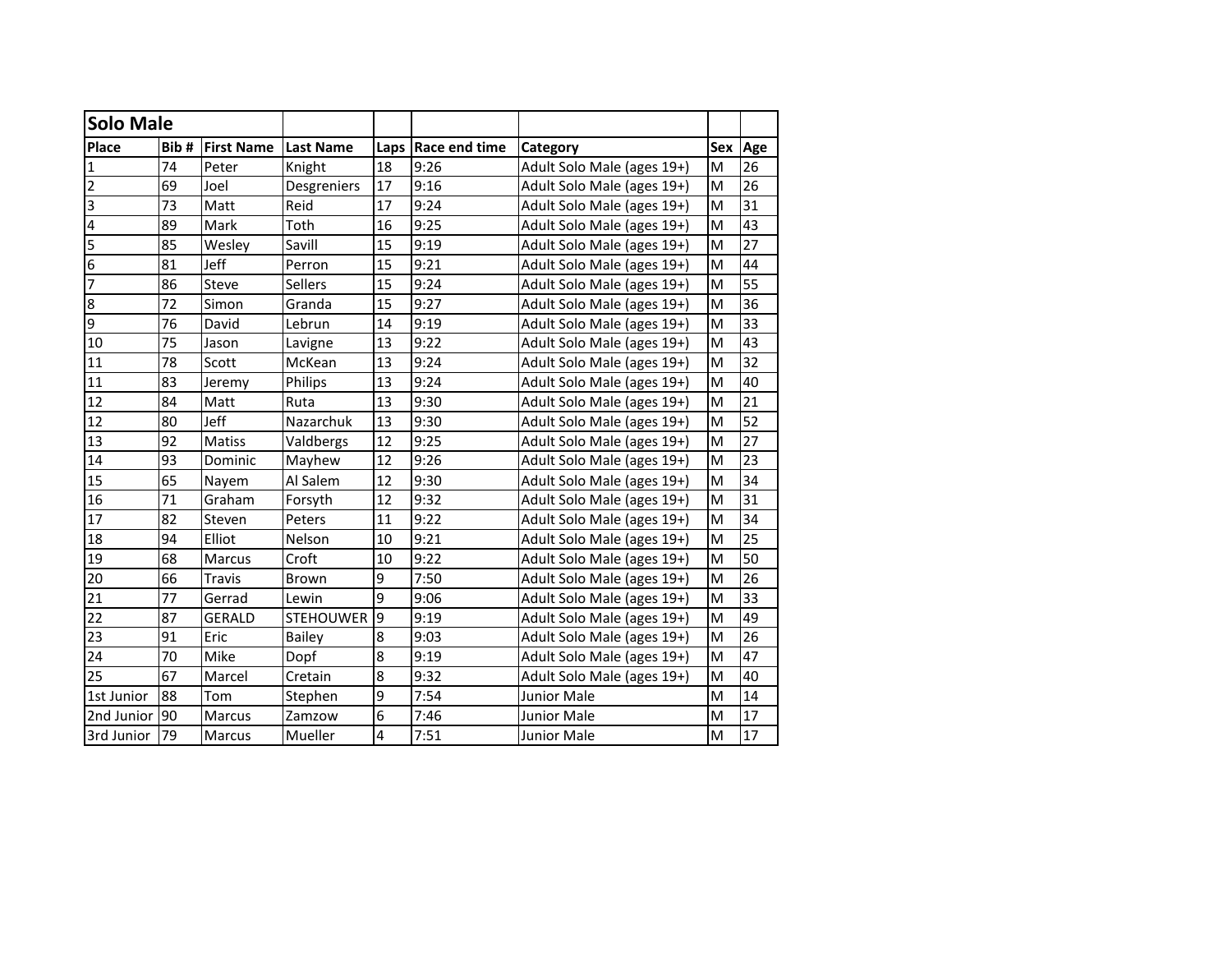| Solo Male | | | | | | | | |
|---|---|---|---|---|---|---|---|---|
| **Place** | **Bib #** | **First Name** | **Last Name** | **Laps** | **Race end time** | **Category** | **Sex** | **Age** |
| 1 | 74 | Peter | Knight | 18 | 9:26 | Adult Solo Male (ages 19+) | M | 26 |
| 2 | 69 | Joel | Desgreniers | 17 | 9:16 | Adult Solo Male (ages 19+) | M | 26 |
| 3 | 73 | Matt | Reid | 17 | 9:24 | Adult Solo Male (ages 19+) | M | 31 |
| 4 | 89 | Mark | Toth | 16 | 9:25 | Adult Solo Male (ages 19+) | M | 43 |
| 5 | 85 | Wesley | Savill | 15 | 9:19 | Adult Solo Male (ages 19+) | M | 27 |
| 6 | 81 | Jeff | Perron | 15 | 9:21 | Adult Solo Male (ages 19+) | M | 44 |
| 7 | 86 | Steve | Sellers | 15 | 9:24 | Adult Solo Male (ages 19+) | M | 55 |
| 8 | 72 | Simon | Granda | 15 | 9:27 | Adult Solo Male (ages 19+) | M | 36 |
| 9 | 76 | David | Lebrun | 14 | 9:19 | Adult Solo Male (ages 19+) | M | 33 |
| 10 | 75 | Jason | Lavigne | 13 | 9:22 | Adult Solo Male (ages 19+) | M | 43 |
| 11 | 78 | Scott | McKean | 13 | 9:24 | Adult Solo Male (ages 19+) | M | 32 |
| 11 | 83 | Jeremy | Philips | 13 | 9:24 | Adult Solo Male (ages 19+) | M | 40 |
| 12 | 84 | Matt | Ruta | 13 | 9:30 | Adult Solo Male (ages 19+) | M | 21 |
| 12 | 80 | Jeff | Nazarchuk | 13 | 9:30 | Adult Solo Male (ages 19+) | M | 52 |
| 13 | 92 | Matiss | Valdbergs | 12 | 9:25 | Adult Solo Male (ages 19+) | M | 27 |
| 14 | 93 | Dominic | Mayhew | 12 | 9:26 | Adult Solo Male (ages 19+) | M | 23 |
| 15 | 65 | Nayem | Al Salem | 12 | 9:30 | Adult Solo Male (ages 19+) | M | 34 |
| 16 | 71 | Graham | Forsyth | 12 | 9:32 | Adult Solo Male (ages 19+) | M | 31 |
| 17 | 82 | Steven | Peters | 11 | 9:22 | Adult Solo Male (ages 19+) | M | 34 |
| 18 | 94 | Elliot | Nelson | 10 | 9:21 | Adult Solo Male (ages 19+) | M | 25 |
| 19 | 68 | Marcus | Croft | 10 | 9:22 | Adult Solo Male (ages 19+) | M | 50 |
| 20 | 66 | Travis | Brown | 9 | 7:50 | Adult Solo Male (ages 19+) | M | 26 |
| 21 | 77 | Gerrad | Lewin | 9 | 9:06 | Adult Solo Male (ages 19+) | M | 33 |
| 22 | 87 | GERALD | STEHOUWER | 9 | 9:19 | Adult Solo Male (ages 19+) | M | 49 |
| 23 | 91 | Eric | Bailey | 8 | 9:03 | Adult Solo Male (ages 19+) | M | 26 |
| 24 | 70 | Mike | Dopf | 8 | 9:19 | Adult Solo Male (ages 19+) | M | 47 |
| 25 | 67 | Marcel | Cretain | 8 | 9:32 | Adult Solo Male (ages 19+) | M | 40 |
| 1st Junior | 88 | Tom | Stephen | 9 | 7:54 | Junior Male | M | 14 |
| 2nd Junior | 90 | Marcus | Zamzow | 6 | 7:46 | Junior Male | M | 17 |
| 3rd Junior | 79 | Marcus | Mueller | 4 | 7:51 | Junior Male | M | 17 |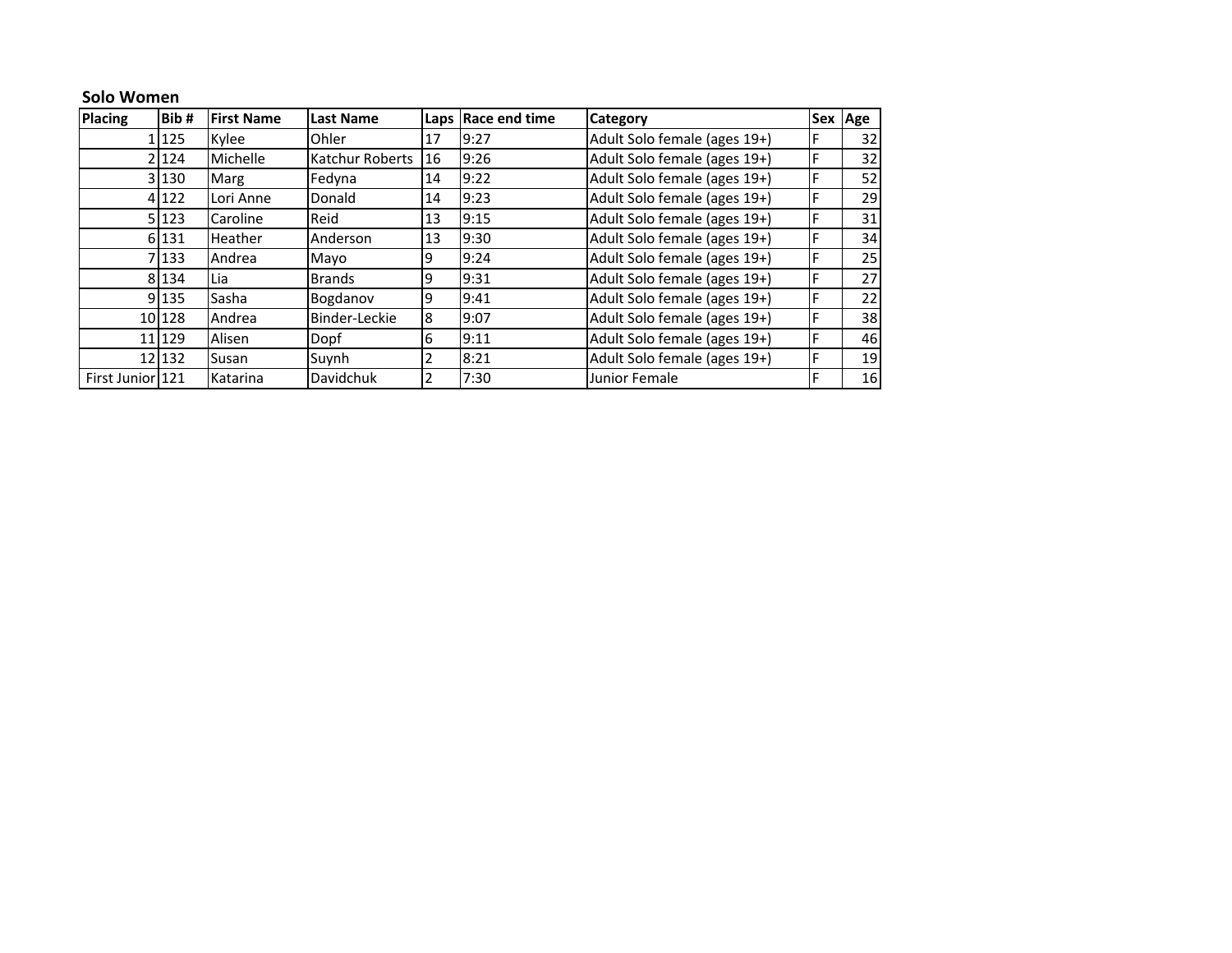## Solo Women

| Placing | Bib # | First Name | Last Name | Laps | Race end time | Category | Sex | Age |
|---|---|---|---|---|---|---|---|---|
| 1 | 125 | Kylee | Ohler | 17 | 9:27 | Adult Solo female (ages 19+) | F | 32 |
| 2 | 124 | Michelle | Katchur Roberts | 16 | 9:26 | Adult Solo female (ages 19+) | F | 32 |
| 3 | 130 | Marg | Fedyna | 14 | 9:22 | Adult Solo female (ages 19+) | F | 52 |
| 4 | 122 | Lori Anne | Donald | 14 | 9:23 | Adult Solo female (ages 19+) | F | 29 |
| 5 | 123 | Caroline | Reid | 13 | 9:15 | Adult Solo female (ages 19+) | F | 31 |
| 6 | 131 | Heather | Anderson | 13 | 9:30 | Adult Solo female (ages 19+) | F | 34 |
| 7 | 133 | Andrea | Mayo | 9 | 9:24 | Adult Solo female (ages 19+) | F | 25 |
| 8 | 134 | Lia | Brands | 9 | 9:31 | Adult Solo female (ages 19+) | F | 27 |
| 9 | 135 | Sasha | Bogdanov | 9 | 9:41 | Adult Solo female (ages 19+) | F | 22 |
| 10 | 128 | Andrea | Binder-Leckie | 8 | 9:07 | Adult Solo female (ages 19+) | F | 38 |
| 11 | 129 | Alisen | Dopf | 6 | 9:11 | Adult Solo female (ages 19+) | F | 46 |
| 12 | 132 | Susan | Suynh | 2 | 8:21 | Adult Solo female (ages 19+) | F | 19 |
| First Junior | 121 | Katarina | Davidchuk | 2 | 7:30 | Junior Female | F | 16 |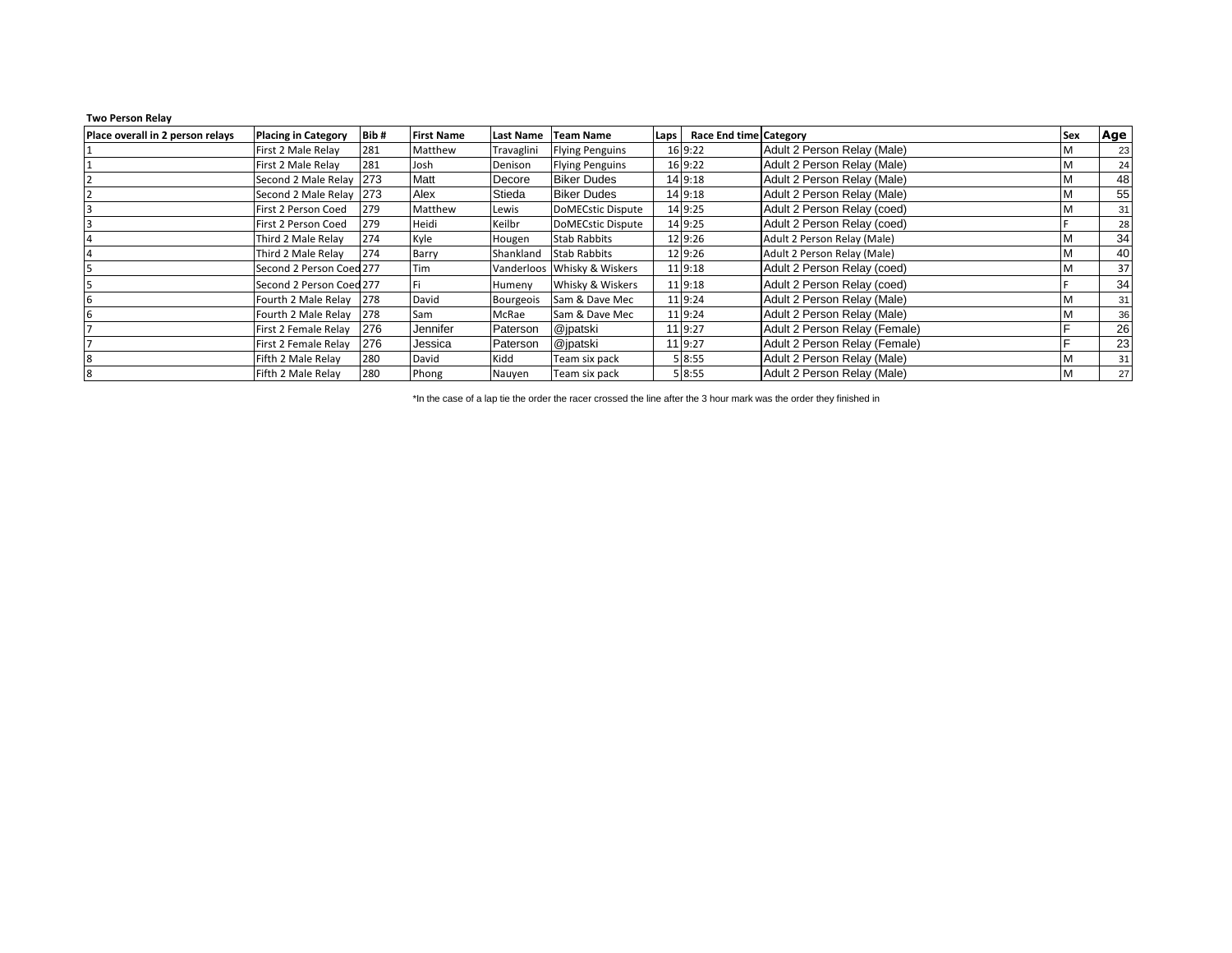**Two Person Relay**

| Place overall in 2 person relays | Placing in Category | Bib # | First Name | Last Name | Team Name | Laps | Race End time | Category | Sex | Age |
|---|---|---|---|---|---|---|---|---|---|---|
| 1 | First 2 Male Relay | 281 | Matthew | Travaglini | Flying Penguins | 16 | 9:22 | Adult 2 Person Relay (Male) | M | 23 |
| 1 | First 2 Male Relay | 281 | Josh | Denison | Flying Penguins | 16 | 9:22 | Adult 2 Person Relay (Male) | M | 24 |
| 2 | Second 2 Male Relay | 273 | Matt | Decore | Biker Dudes | 14 | 9:18 | Adult 2 Person Relay (Male) | M | 48 |
| 2 | Second 2 Male Relay | 273 | Alex | Stieda | Biker Dudes | 14 | 9:18 | Adult 2 Person Relay (Male) | M | 55 |
| 3 | First 2 Person Coed | 279 | Matthew | Lewis | DoMECstic Dispute | 14 | 9:25 | Adult 2 Person Relay (coed) | M | 31 |
| 3 | First 2 Person Coed | 279 | Heidi | Keilbr | DoMECstic Dispute | 14 | 9:25 | Adult 2 Person Relay (coed) | F | 28 |
| 4 | Third 2 Male Relay | 274 | Kyle | Hougen | Stab Rabbits | 12 | 9:26 | Adult 2 Person Relay (Male) | M | 34 |
| 4 | Third 2 Male Relay | 274 | Barry | Shankland | Stab Rabbits | 12 | 9:26 | Adult 2 Person Relay (Male) | M | 40 |
| 5 | Second 2 Person Coed | 277 | Tim | Vanderloos | Whisky & Wiskers | 11 | 9:18 | Adult 2 Person Relay (coed) | M | 37 |
| 5 | Second 2 Person Coed | 277 | Fi | Humeny | Whisky & Wiskers | 11 | 9:18 | Adult 2 Person Relay (coed) | F | 34 |
| 6 | Fourth 2 Male Relay | 278 | David | Bourgeois | Sam & Dave Mec | 11 | 9:24 | Adult 2 Person Relay (Male) | M | 31 |
| 6 | Fourth 2 Male Relay | 278 | Sam | McRae | Sam & Dave Mec | 11 | 9:24 | Adult 2 Person Relay (Male) | M | 36 |
| 7 | First 2 Female Relay | 276 | Jennifer | Paterson | @jpatski | 11 | 9:27 | Adult 2 Person Relay (Female) | F | 26 |
| 7 | First 2 Female Relay | 276 | Jessica | Paterson | @jpatski | 11 | 9:27 | Adult 2 Person Relay (Female) | F | 23 |
| 8 | Fifth 2 Male Relay | 280 | David | Kidd | Team six pack | 5 | 8:55 | Adult 2 Person Relay (Male) | M | 31 |
| 8 | Fifth 2 Male Relay | 280 | Phong | Nauyen | Team six pack | 5 | 8:55 | Adult 2 Person Relay (Male) | M | 27 |

*In the case of a lap tie the order the racer crossed the line after the 3 hour mark was the order they finished in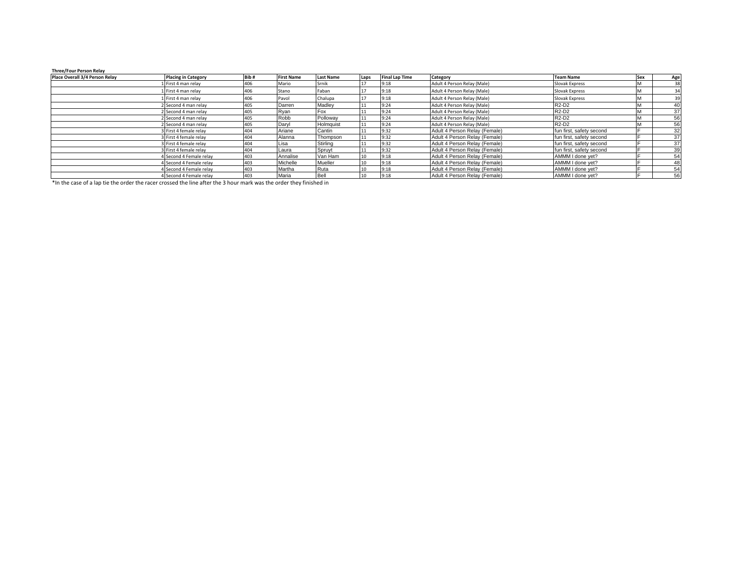**Three/Four Person Relay**

| Place Overall 3/4 Person Relay | Placing in Category | Bib # | First Name | Last Name | Laps | Final Lap Time | Category | Team Name | Sex | Age |
|---|---|---|---|---|---|---|---|---|---|---|
| 1 | First 4 man relay | 406 | Mario | Srnik | 17 | 9:18 | Adult 4 Person Relay (Male) | Slovak Express | M | 38 |
| 1 | First 4 man relay | 406 | Stano | Faban | 17 | 9:18 | Adult 4 Person Relay (Male) | Slovak Express | M | 34 |
| 1 | First 4 man relay | 406 | Pavol | Chalupa | 17 | 9:18 | Adult 4 Person Relay (Male) | Slovak Express | M | 39 |
| 2 | Second 4 man relay | 405 | Darren | Madley | 11 | 9:24 | Adult 4 Person Relay (Male) | R2-D2 | M | 40 |
| 2 | Second 4 man relay | 405 | Ryan | Fox | 11 | 9:24 | Adult 4 Person Relay (Male) | R2-D2 | M | 37 |
| 2 | Second 4 man relay | 405 | Robb | Polloway | 11 | 9:24 | Adult 4 Person Relay (Male) | R2-D2 | M | 56 |
| 2 | Second 4 man relay | 405 | Daryl | Holmquist | 11 | 9:24 | Adult 4 Person Relay (Male) | R2-D2 | M | 56 |
| 3 | First 4 female relay | 404 | Ariane | Cantin | 11 | 9:32 | Adult 4 Person Relay (Female) | fun first, safety second | F | 32 |
| 3 | First 4 female relay | 404 | Alanna | Thompson | 11 | 9:32 | Adult 4 Person Relay (Female) | fun first, safety second | F | 37 |
| 3 | First 4 female relay | 404 | Lisa | Stirling | 11 | 9:32 | Adult 4 Person Relay (Female) | fun first, safety second | F | 37 |
| 3 | First 4 female relay | 404 | Laura | Spruyt | 11 | 9:32 | Adult 4 Person Relay (Female) | fun first, safety second | F | 39 |
| 4 | Second 4 Female relay | 403 | Annalise | Van Ham | 10 | 9:18 | Adult 4 Person Relay (Female) | AMMM I done yet? | F | 54 |
| 4 | Second 4 Female relay | 403 | Michelle | Mueller | 10 | 9:18 | Adult 4 Person Relay (Female) | AMMM I done yet? | F | 48 |
| 4 | Second 4 Female relay | 403 | Martha | Ruta | 10 | 9:18 | Adult 4 Person Relay (Female) | AMMM I done yet? | F | 54 |
| 4 | Second 4 Female relay | 403 | Maria | Bell | 10 | 9:18 | Adult 4 Person Relay (Female) | AMMM I done yet? | F | 56 |

*In the case of a lap tie the order the racer crossed the line after the 3 hour mark was the order they finished in